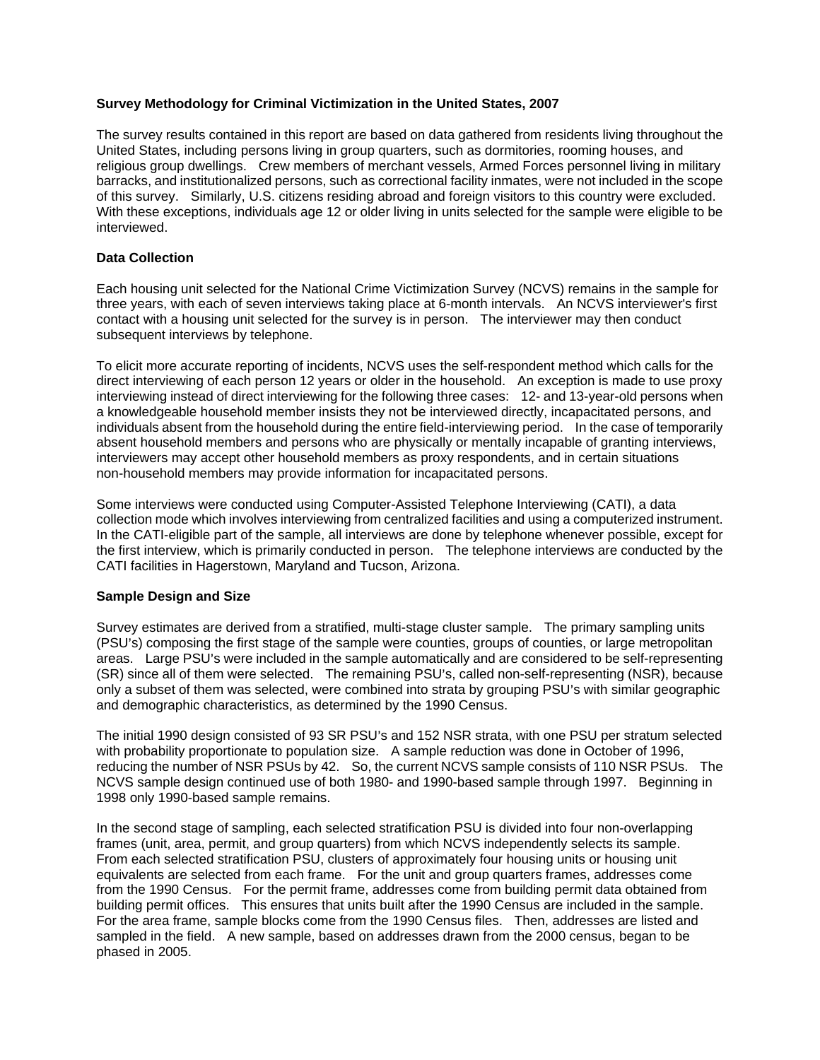**Survey Methodology for Criminal Victimization in the United States, 2007**

The survey results contained in this report are based on data gathered from residents living throughout the United States, including persons living in group quarters, such as dormitories, rooming houses, and religious group dwellings. Crew members of merchant vessels, Armed Forces personnel living in military barracks, and institutionalized persons, such as correctional facility inmates, were not included in the scope of this survey. Similarly, U.S. citizens residing abroad and foreign visitors to this country were excluded. With these exceptions, individuals age 12 or older living in units selected for the sample were eligible to be interviewed.

**Data Collection**

Each housing unit selected for the National Crime Victimization Survey (NCVS) remains in the sample for three years, with each of seven interviews taking place at 6-month intervals. An NCVS interviewer's first contact with a housing unit selected for the survey is in person. The interviewer may then conduct subsequent interviews by telephone.

To elicit more accurate reporting of incidents, NCVS uses the self-respondent method which calls for the direct interviewing of each person 12 years or older in the household. An exception is made to use proxy interviewing instead of direct interviewing for the following three cases: 12- and 13-year-old persons when a knowledgeable household member insists they not be interviewed directly, incapacitated persons, and individuals absent from the household during the entire field-interviewing period. In the case of temporarily absent household members and persons who are physically or mentally incapable of granting interviews, interviewers may accept other household members as proxy respondents, and in certain situations non-household members may provide information for incapacitated persons.

Some interviews were conducted using Computer-Assisted Telephone Interviewing (CATI), a data collection mode which involves interviewing from centralized facilities and using a computerized instrument. In the CATI-eligible part of the sample, all interviews are done by telephone whenever possible, except for the first interview, which is primarily conducted in person. The telephone interviews are conducted by the CATI facilities in Hagerstown, Maryland and Tucson, Arizona.

**Sample Design and Size**

Survey estimates are derived from a stratified, multi-stage cluster sample. The primary sampling units (PSU's) composing the first stage of the sample were counties, groups of counties, or large metropolitan areas. Large PSU's were included in the sample automatically and are considered to be self-representing (SR) since all of them were selected. The remaining PSU's, called non-self-representing (NSR), because only a subset of them was selected, were combined into strata by grouping PSU's with similar geographic and demographic characteristics, as determined by the 1990 Census.

The initial 1990 design consisted of 93 SR PSU's and 152 NSR strata, with one PSU per stratum selected with probability proportionate to population size. A sample reduction was done in October of 1996, reducing the number of NSR PSUs by 42. So, the current NCVS sample consists of 110 NSR PSUs. The NCVS sample design continued use of both 1980- and 1990-based sample through 1997. Beginning in 1998 only 1990-based sample remains.

In the second stage of sampling, each selected stratification PSU is divided into four non-overlapping frames (unit, area, permit, and group quarters) from which NCVS independently selects its sample. From each selected stratification PSU, clusters of approximately four housing units or housing unit equivalents are selected from each frame. For the unit and group quarters frames, addresses come from the 1990 Census. For the permit frame, addresses come from building permit data obtained from building permit offices. This ensures that units built after the 1990 Census are included in the sample. For the area frame, sample blocks come from the 1990 Census files. Then, addresses are listed and sampled in the field. A new sample, based on addresses drawn from the 2000 census, began to be phased in 2005.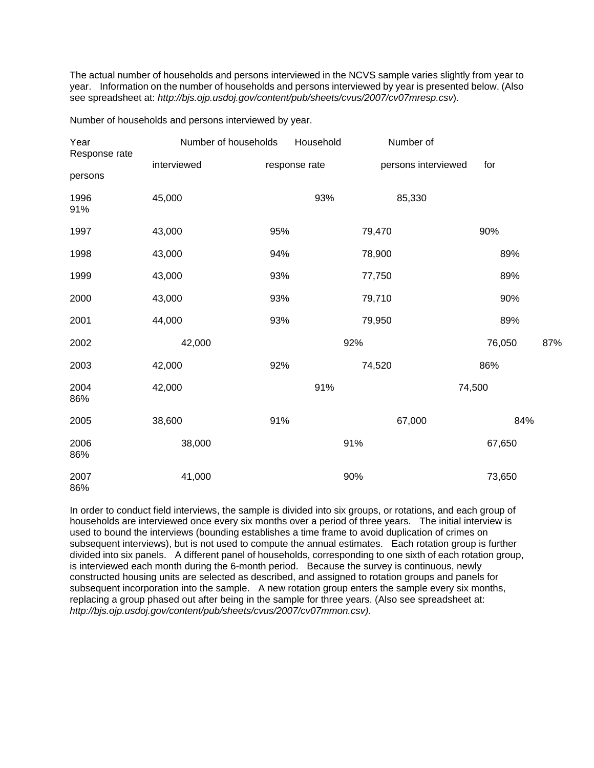The actual number of households and persons interviewed in the NCVS sample varies slightly from year to year. Information on the number of households and persons interviewed by year is presented below. (Also see spreadsheet at: *http://bjs.ojp.usdoj.gov/content/pub/sheets/cvus/2007/cv07mresp.csv*).

Number of households and persons interviewed by year.

| Year | Number of households interviewed | Household response rate | Number of persons interviewed | Response rate for persons |
|---|---|---|---|---|
| 1996 | 45,000 | 93% | 85,330 | 91% |
| 1997 | 43,000 | 95% | 79,470 | 90% |
| 1998 | 43,000 | 94% | 78,900 | 89% |
| 1999 | 43,000 | 93% | 77,750 | 89% |
| 2000 | 43,000 | 93% | 79,710 | 90% |
| 2001 | 44,000 | 93% | 79,950 | 89% |
| 2002 | 42,000 | 92% | 76,050 | 87% |
| 2003 | 42,000 | 92% | 74,520 | 86% |
| 2004 | 42,000 | 91% | 74,500 | 86% |
| 2005 | 38,600 | 91% | 67,000 | 84% |
| 2006 | 38,000 | 91% | 67,650 | 86% |
| 2007 | 41,000 | 90% | 73,650 | 86% |

In order to conduct field interviews, the sample is divided into six groups, or rotations, and each group of households are interviewed once every six months over a period of three years. The initial interview is used to bound the interviews (bounding establishes a time frame to avoid duplication of crimes on subsequent interviews), but is not used to compute the annual estimates. Each rotation group is further divided into six panels. A different panel of households, corresponding to one sixth of each rotation group, is interviewed each month during the 6-month period. Because the survey is continuous, newly constructed housing units are selected as described, and assigned to rotation groups and panels for subsequent incorporation into the sample. A new rotation group enters the sample every six months, replacing a group phased out after being in the sample for three years. (Also see spreadsheet at: *http://bjs.ojp.usdoj.gov/content/pub/sheets/cvus/2007/cv07mmon.csv).*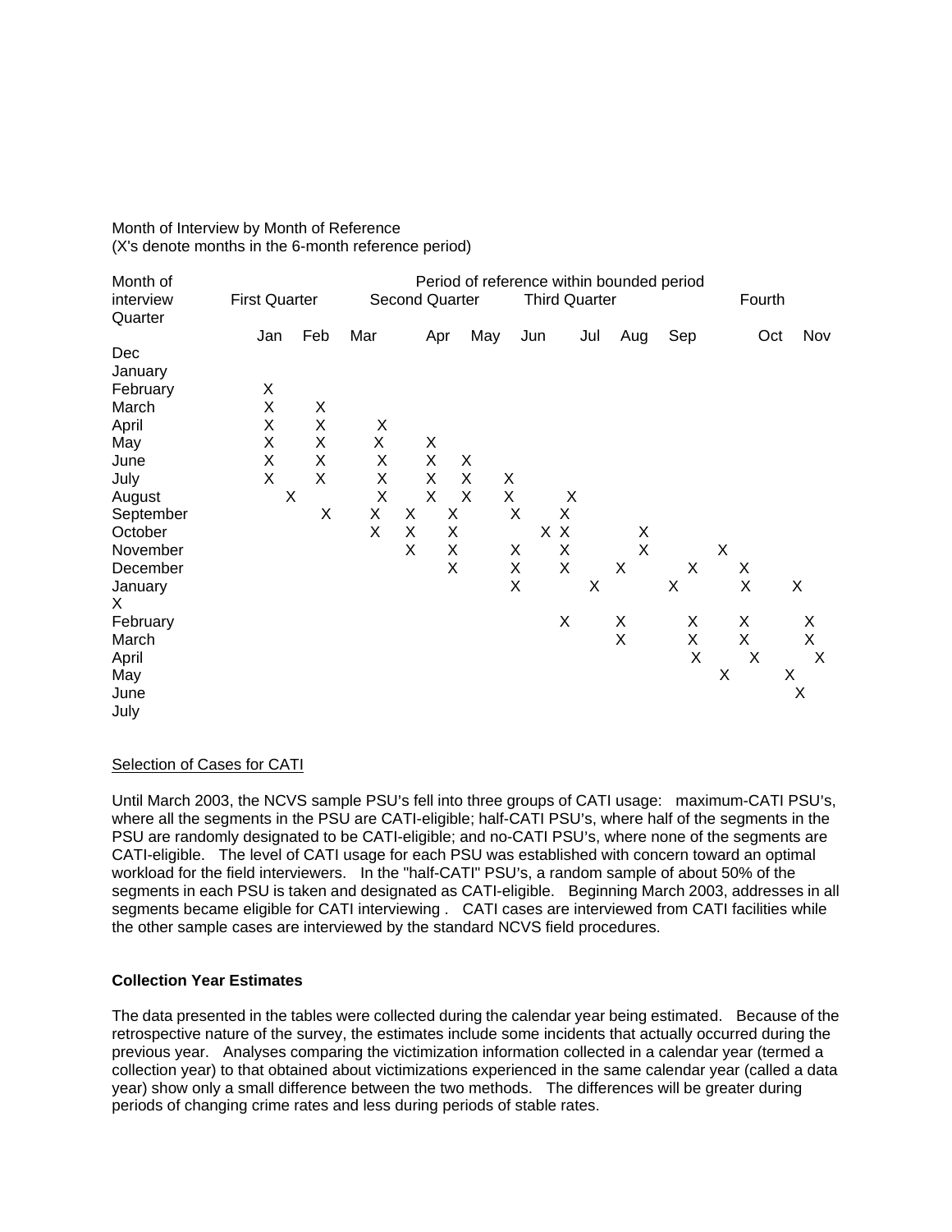Month of Interview by Month of Reference
(X's denote months in the 6-month reference period)

| Month of interview Quarter | Period of reference within bounded period | | | | | | | | | | | |
|---|---|---|---|---|---|---|---|---|---|---|---|---|
| | First Quarter | | | Second Quarter | | | Third Quarter | | | Fourth | | |
| | Jan | Feb | Mar | Apr | May | Jun | Jul | Aug | Sep | Oct | Nov | |
| Dec | | | | | | | | | | | | |
| January | | | | | | | | | | | | |
| February | X | | | | | | | | | | | |
| March | X | X | | | | | | | | | | |
| April | X | X | X | | | | | | | | | |
| May | X | X | X | X | | | | | | | | |
| June | X | X | X | X | X | | | | | | | |
| July | X | X | X | X | X | X | | | | | | |
| August | | X | X | X | X | X | X | | | | | |
| September | | | X | X | X | X | X | X | | | | |
| October | | | | X | X | X | X | X | X | | | |
| November | | | | | X | X | X | X | X | X | | |
| December | | | | | | X | X | X | X | X | X | |
| January | | | | | | | X | X | X | X | X | |
| X | | | | | | | | | | | | |
| February | | | | | | | | X | X | X | X | X |
| March | | | | | | | | | X | X | X | X |
| April | | | | | | | | | | X | X | X |
| May | | | | | | | | | | | X | X |
| June | | | | | | | | | | | | X |
| July | | | | | | | | | | | | |

<u>Selection of Cases for CATI</u>

Until March 2003, the NCVS sample PSU's fell into three groups of CATI usage: maximum-CATI PSU's, where all the segments in the PSU are CATI-eligible; half-CATI PSU's, where half of the segments in the PSU are randomly designated to be CATI-eligible; and no-CATI PSU's, where none of the segments are CATI-eligible. The level of CATI usage for each PSU was established with concern toward an optimal workload for the field interviewers. In the "half-CATI" PSU's, a random sample of about 50% of the segments in each PSU is taken and designated as CATI-eligible. Beginning March 2003, addresses in all segments became eligible for CATI interviewing . CATI cases are interviewed from CATI facilities while the other sample cases are interviewed by the standard NCVS field procedures.

**Collection Year Estimates**

The data presented in the tables were collected during the calendar year being estimated. Because of the retrospective nature of the survey, the estimates include some incidents that actually occurred during the previous year. Analyses comparing the victimization information collected in a calendar year (termed a collection year) to that obtained about victimizations experienced in the same calendar year (called a data year) show only a small difference between the two methods. The differences will be greater during periods of changing crime rates and less during periods of stable rates.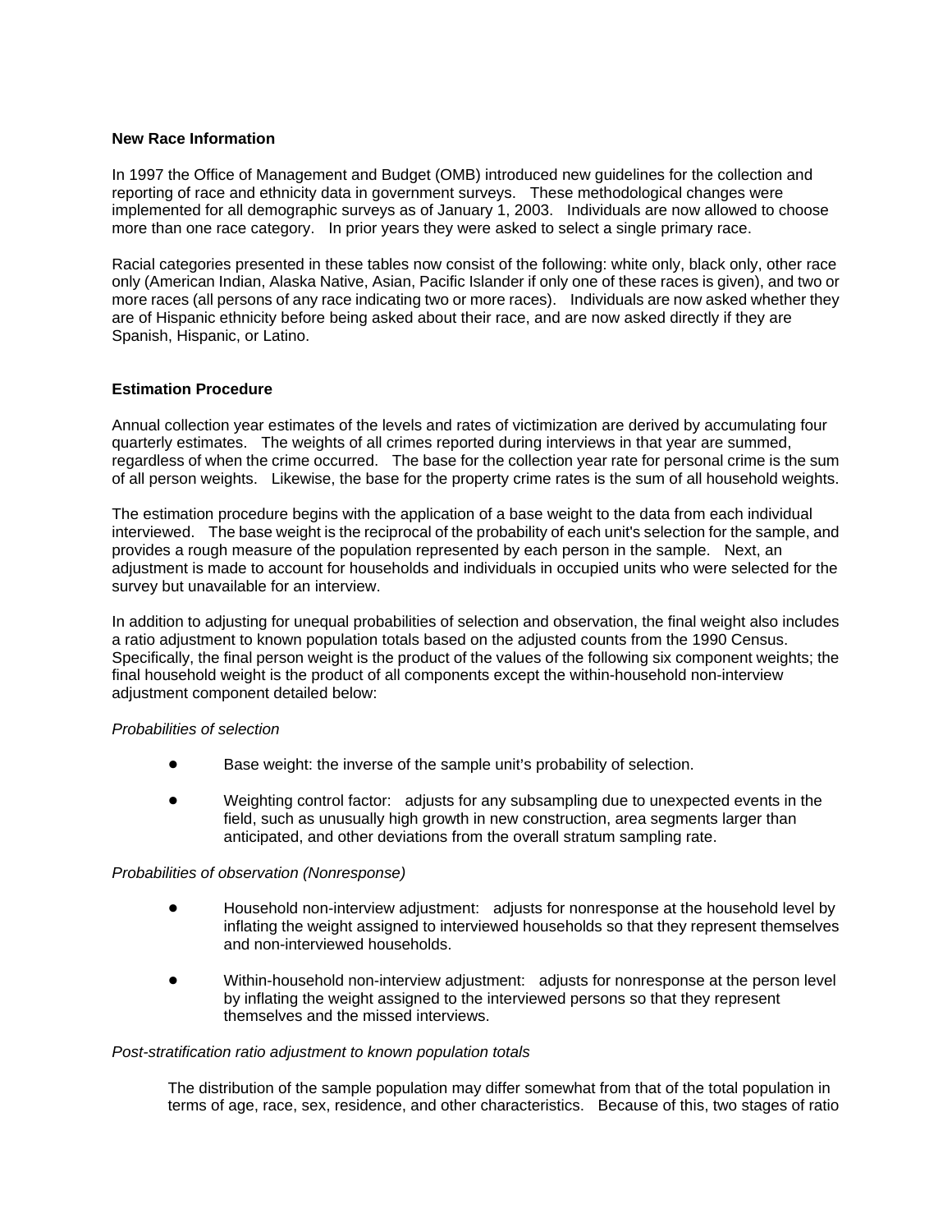**New Race Information**

In 1997 the Office of Management and Budget (OMB) introduced new guidelines for the collection and reporting of race and ethnicity data in government surveys. These methodological changes were implemented for all demographic surveys as of January 1, 2003. Individuals are now allowed to choose more than one race category. In prior years they were asked to select a single primary race.

Racial categories presented in these tables now consist of the following: white only, black only, other race only (American Indian, Alaska Native, Asian, Pacific Islander if only one of these races is given), and two or more races (all persons of any race indicating two or more races). Individuals are now asked whether they are of Hispanic ethnicity before being asked about their race, and are now asked directly if they are Spanish, Hispanic, or Latino.

**Estimation Procedure**

Annual collection year estimates of the levels and rates of victimization are derived by accumulating four quarterly estimates. The weights of all crimes reported during interviews in that year are summed, regardless of when the crime occurred. The base for the collection year rate for personal crime is the sum of all person weights. Likewise, the base for the property crime rates is the sum of all household weights.

The estimation procedure begins with the application of a base weight to the data from each individual interviewed. The base weight is the reciprocal of the probability of each unit's selection for the sample, and provides a rough measure of the population represented by each person in the sample. Next, an adjustment is made to account for households and individuals in occupied units who were selected for the survey but unavailable for an interview.

In addition to adjusting for unequal probabilities of selection and observation, the final weight also includes a ratio adjustment to known population totals based on the adjusted counts from the 1990 Census. Specifically, the final person weight is the product of the values of the following six component weights; the final household weight is the product of all components except the within-household non-interview adjustment component detailed below:

*Probabilities of selection*

- Base weight: the inverse of the sample unit's probability of selection.
- Weighting control factor: adjusts for any subsampling due to unexpected events in the field, such as unusually high growth in new construction, area segments larger than anticipated, and other deviations from the overall stratum sampling rate.

*Probabilities of observation (Nonresponse)*

- Household non-interview adjustment: adjusts for nonresponse at the household level by inflating the weight assigned to interviewed households so that they represent themselves and non-interviewed households.
- Within-household non-interview adjustment: adjusts for nonresponse at the person level by inflating the weight assigned to the interviewed persons so that they represent themselves and the missed interviews.

*Post-stratification ratio adjustment to known population totals*

The distribution of the sample population may differ somewhat from that of the total population in terms of age, race, sex, residence, and other characteristics. Because of this, two stages of ratio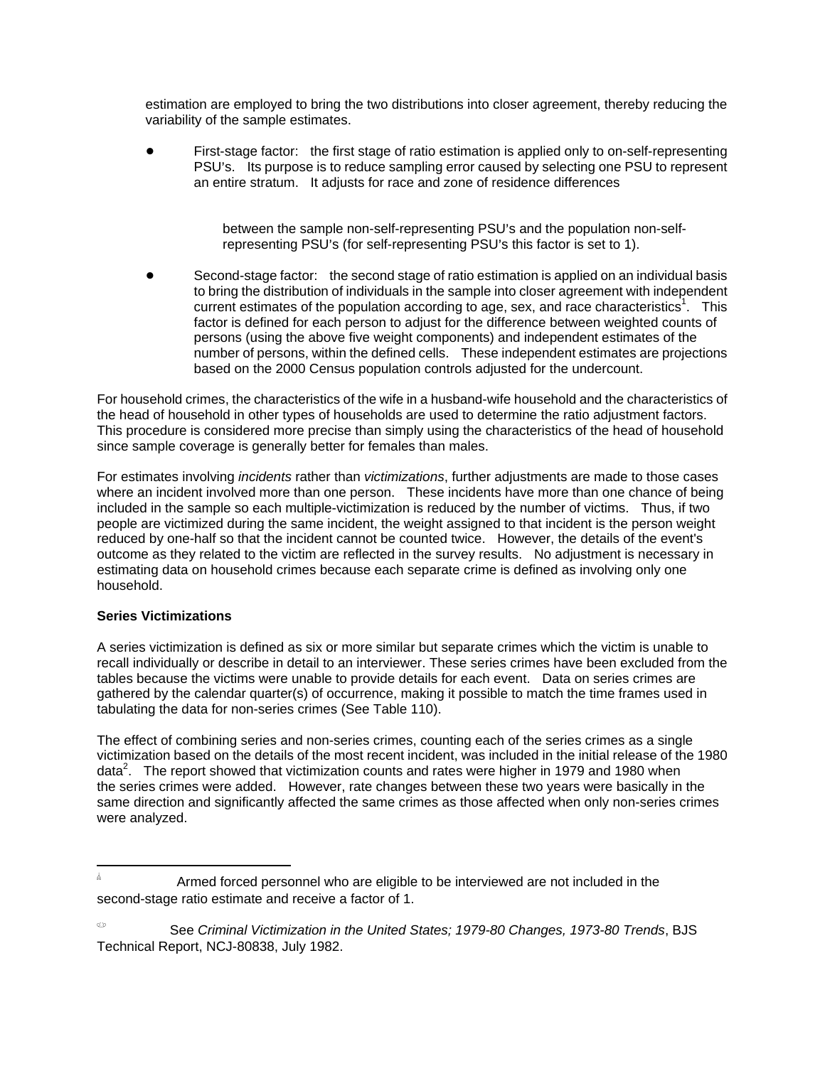estimation are employed to bring the two distributions into closer agreement, thereby reducing the variability of the sample estimates.

- First-stage factor: the first stage of ratio estimation is applied only to on-self-representing PSU's. Its purpose is to reduce sampling error caused by selecting one PSU to represent an entire stratum. It adjusts for race and zone of residence differences between the sample non-self-representing PSU's and the population non-self-representing PSU's (for self-representing PSU's this factor is set to 1).

- Second-stage factor: the second stage of ratio estimation is applied on an individual basis to bring the distribution of individuals in the sample into closer agreement with independent current estimates of the population according to age, sex, and race characteristics[1]. This factor is defined for each person to adjust for the difference between weighted counts of persons (using the above five weight components) and independent estimates of the number of persons, within the defined cells. These independent estimates are projections based on the 2000 Census population controls adjusted for the undercount.

For household crimes, the characteristics of the wife in a husband-wife household and the characteristics of the head of household in other types of households are used to determine the ratio adjustment factors. This procedure is considered more precise than simply using the characteristics of the head of household since sample coverage is generally better for females than males.

For estimates involving *incidents* rather than *victimizations*, further adjustments are made to those cases where an incident involved more than one person. These incidents have more than one chance of being included in the sample so each multiple-victimization is reduced by the number of victims. Thus, if two people are victimized during the same incident, the weight assigned to that incident is the person weight reduced by one-half so that the incident cannot be counted twice. However, the details of the event's outcome as they related to the victim are reflected in the survey results. No adjustment is necessary in estimating data on household crimes because each separate crime is defined as involving only one household.

**Series Victimizations**

A series victimization is defined as six or more similar but separate crimes which the victim is unable to recall individually or describe in detail to an interviewer. These series crimes have been excluded from the tables because the victims were unable to provide details for each event. Data on series crimes are gathered by the calendar quarter(s) of occurrence, making it possible to match the time frames used in tabulating the data for non-series crimes (See Table 110).

The effect of combining series and non-series crimes, counting each of the series crimes as a single victimization based on the details of the most recent incident, was included in the initial release of the 1980 data[2]. The report showed that victimization counts and rates were higher in 1979 and 1980 when the series crimes were added. However, rate changes between these two years were basically in the same direction and significantly affected the same crimes as those affected when only non-series crimes were analyzed.

---

[1] Armed forced personnel who are eligible to be interviewed are not included in the second-stage ratio estimate and receive a factor of 1.

[2] See *Criminal Victimization in the United States; 1979-80 Changes, 1973-80 Trends*, BJS Technical Report, NCJ-80838, July 1982.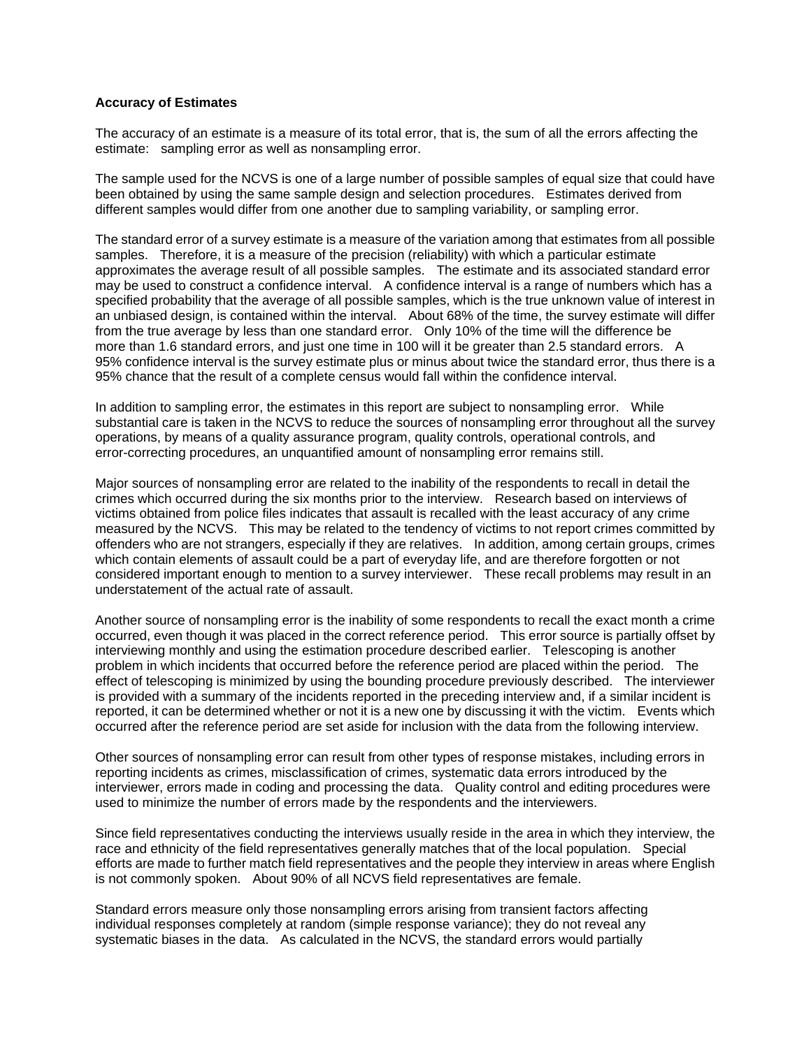**Accuracy of Estimates**

The accuracy of an estimate is a measure of its total error, that is, the sum of all the errors affecting the estimate: sampling error as well as nonsampling error.

The sample used for the NCVS is one of a large number of possible samples of equal size that could have been obtained by using the same sample design and selection procedures. Estimates derived from different samples would differ from one another due to sampling variability, or sampling error.

The standard error of a survey estimate is a measure of the variation among that estimates from all possible samples. Therefore, it is a measure of the precision (reliability) with which a particular estimate approximates the average result of all possible samples. The estimate and its associated standard error may be used to construct a confidence interval. A confidence interval is a range of numbers which has a specified probability that the average of all possible samples, which is the true unknown value of interest in an unbiased design, is contained within the interval. About 68% of the time, the survey estimate will differ from the true average by less than one standard error. Only 10% of the time will the difference be more than 1.6 standard errors, and just one time in 100 will it be greater than 2.5 standard errors. A 95% confidence interval is the survey estimate plus or minus about twice the standard error, thus there is a 95% chance that the result of a complete census would fall within the confidence interval.

In addition to sampling error, the estimates in this report are subject to nonsampling error. While substantial care is taken in the NCVS to reduce the sources of nonsampling error throughout all the survey operations, by means of a quality assurance program, quality controls, operational controls, and error-correcting procedures, an unquantified amount of nonsampling error remains still.

Major sources of nonsampling error are related to the inability of the respondents to recall in detail the crimes which occurred during the six months prior to the interview. Research based on interviews of victims obtained from police files indicates that assault is recalled with the least accuracy of any crime measured by the NCVS. This may be related to the tendency of victims to not report crimes committed by offenders who are not strangers, especially if they are relatives. In addition, among certain groups, crimes which contain elements of assault could be a part of everyday life, and are therefore forgotten or not considered important enough to mention to a survey interviewer. These recall problems may result in an understatement of the actual rate of assault.

Another source of nonsampling error is the inability of some respondents to recall the exact month a crime occurred, even though it was placed in the correct reference period. This error source is partially offset by interviewing monthly and using the estimation procedure described earlier. Telescoping is another problem in which incidents that occurred before the reference period are placed within the period. The effect of telescoping is minimized by using the bounding procedure previously described. The interviewer is provided with a summary of the incidents reported in the preceding interview and, if a similar incident is reported, it can be determined whether or not it is a new one by discussing it with the victim. Events which occurred after the reference period are set aside for inclusion with the data from the following interview.

Other sources of nonsampling error can result from other types of response mistakes, including errors in reporting incidents as crimes, misclassification of crimes, systematic data errors introduced by the interviewer, errors made in coding and processing the data. Quality control and editing procedures were used to minimize the number of errors made by the respondents and the interviewers.

Since field representatives conducting the interviews usually reside in the area in which they interview, the race and ethnicity of the field representatives generally matches that of the local population. Special efforts are made to further match field representatives and the people they interview in areas where English is not commonly spoken. About 90% of all NCVS field representatives are female.

Standard errors measure only those nonsampling errors arising from transient factors affecting individual responses completely at random (simple response variance); they do not reveal any systematic biases in the data. As calculated in the NCVS, the standard errors would partially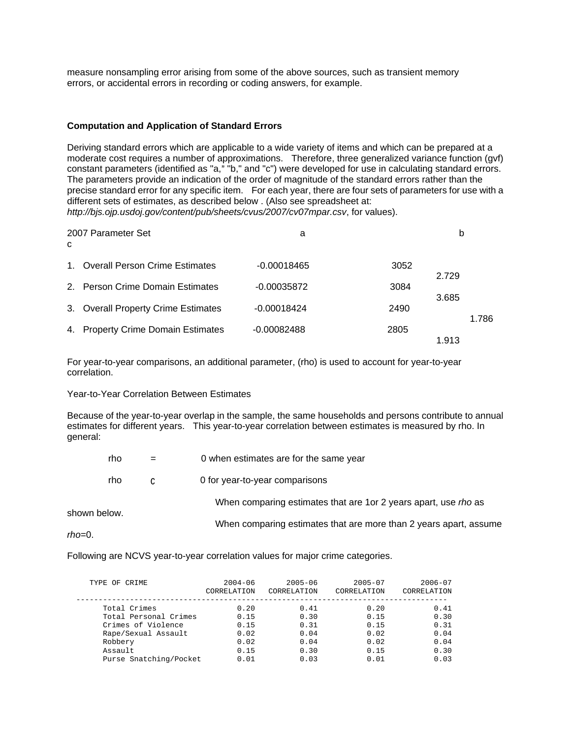measure nonsampling error arising from some of the above sources, such as transient memory errors, or accidental errors in recording or coding answers, for example.

**Computation and Application of Standard Errors**

Deriving standard errors which are applicable to a wide variety of items and which can be prepared at a moderate cost requires a number of approximations. Therefore, three generalized variance function (gvf) constant parameters (identified as "a," "b," and "c") were developed for use in calculating standard errors. The parameters provide an indication of the order of magnitude of the standard errors rather than the precise standard error for any specific item. For each year, there are four sets of parameters for use with a different sets of estimates, as described below . (Also see spreadsheet at: *http://bjs.ojp.usdoj.gov/content/pub/sheets/cvus/2007/cv07mpar.csv*, for values).

| 2007 Parameter Set | a | b | c |
|---|---|---|---|
| 1. Overall Person Crime Estimates | -0.00018465 | 3052 | 2.729 |
| 2. Person Crime Domain Estimates | -0.00035872 | 3084 | 3.685 |
| 3. Overall Property Crime Estimates | -0.00018424 | 2490 | 1.786 |
| 4. Property Crime Domain Estimates | -0.00082488 | 2805 | 1.913 |

For year-to-year comparisons, an additional parameter, (rho) is used to account for year-to-year correlation.

Year-to-Year Correlation Between Estimates

Because of the year-to-year overlap in the sample, the same households and persons contribute to annual estimates for different years. This year-to-year correlation between estimates is measured by rho. In general:

rho = 0 when estimates are for the same year

rho C 0 for year-to-year comparisons

When comparing estimates that are 1or 2 years apart, use *rho* as shown below.

When comparing estimates that are more than 2 years apart, assume *rho*=0.

Following are NCVS year-to-year correlation values for major crime categories.

| TYPE OF CRIME | 2004-06 CORRELATION | 2005-06 CORRELATION | 2005-07 CORRELATION | 2006-07 CORRELATION |
|---|---|---|---|---|
| Total Crimes | 0.20 | 0.41 | 0.20 | 0.41 |
| Total Personal Crimes | 0.15 | 0.30 | 0.15 | 0.30 |
| Crimes of Violence | 0.15 | 0.31 | 0.15 | 0.31 |
| Rape/Sexual Assault | 0.02 | 0.04 | 0.02 | 0.04 |
| Robbery | 0.02 | 0.04 | 0.02 | 0.04 |
| Assault | 0.15 | 0.30 | 0.15 | 0.30 |
| Purse Snatching/Pocket | 0.01 | 0.03 | 0.01 | 0.03 |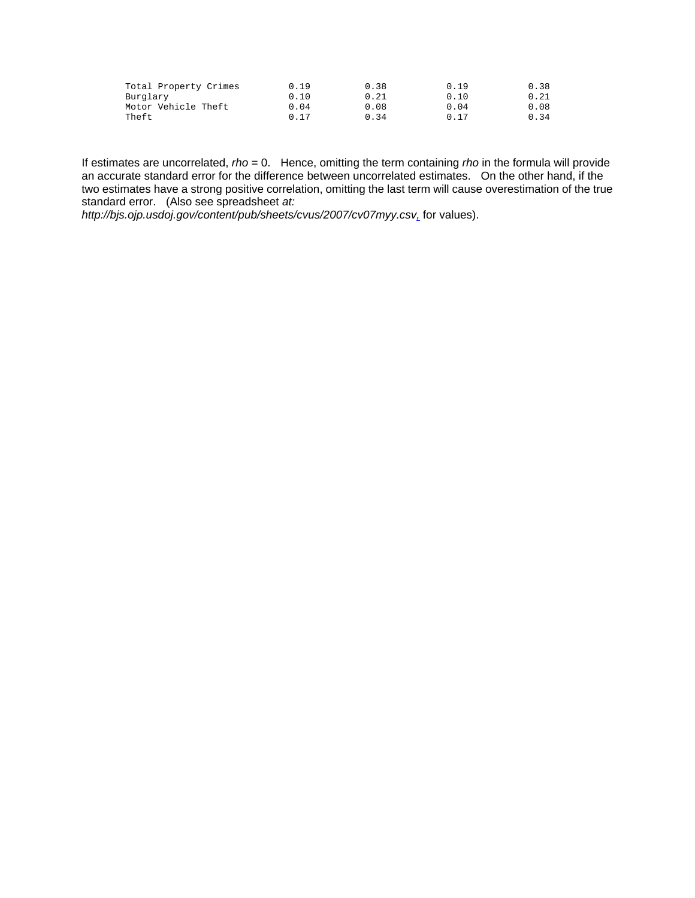| | | | | |
|---|---|---|---|---|
| Total Property Crimes | 0.19 | 0.38 | 0.19 | 0.38 |
| Burglary | 0.10 | 0.21 | 0.10 | 0.21 |
| Motor Vehicle Theft | 0.04 | 0.08 | 0.04 | 0.08 |
| Theft | 0.17 | 0.34 | 0.17 | 0.34 |

If estimates are uncorrelated, *rho* = 0. Hence, omitting the term containing *rho* in the formula will provide an accurate standard error for the difference between uncorrelated estimates. On the other hand, if the two estimates have a strong positive correlation, omitting the last term will cause overestimation of the true standard error. (Also see spreadsheet *at: http://bjs.ojp.usdoj.gov/content/pub/sheets/cvus/2007/cv07myy.csv*, for values).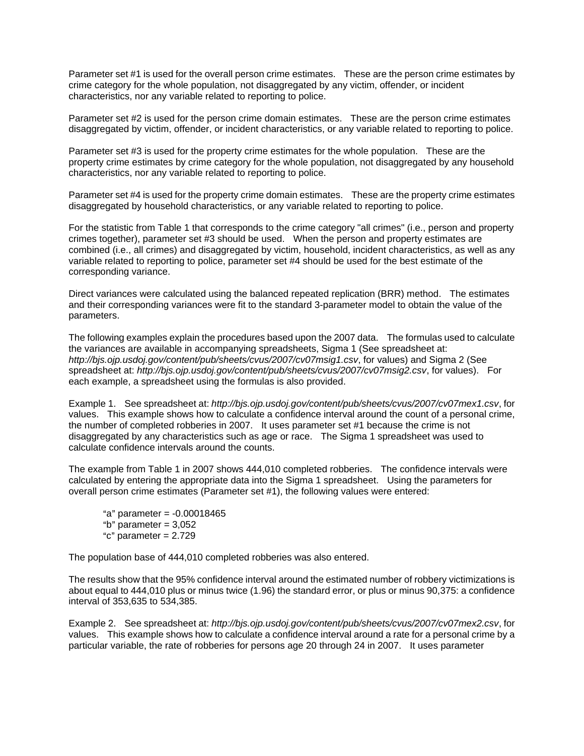Parameter set #1 is used for the overall person crime estimates. These are the person crime estimates by crime category for the whole population, not disaggregated by any victim, offender, or incident characteristics, nor any variable related to reporting to police.

Parameter set #2 is used for the person crime domain estimates. These are the person crime estimates disaggregated by victim, offender, or incident characteristics, or any variable related to reporting to police.

Parameter set #3 is used for the property crime estimates for the whole population. These are the property crime estimates by crime category for the whole population, not disaggregated by any household characteristics, nor any variable related to reporting to police.

Parameter set #4 is used for the property crime domain estimates. These are the property crime estimates disaggregated by household characteristics, or any variable related to reporting to police.

For the statistic from Table 1 that corresponds to the crime category "all crimes" (i.e., person and property crimes together), parameter set #3 should be used. When the person and property estimates are combined (i.e., all crimes) and disaggregated by victim, household, incident characteristics, as well as any variable related to reporting to police, parameter set #4 should be used for the best estimate of the corresponding variance.

Direct variances were calculated using the balanced repeated replication (BRR) method. The estimates and their corresponding variances were fit to the standard 3-parameter model to obtain the value of the parameters.

The following examples explain the procedures based upon the 2007 data. The formulas used to calculate the variances are available in accompanying spreadsheets, Sigma 1 (See spreadsheet at: *http://bjs.ojp.usdoj.gov/content/pub/sheets/cvus/2007/cv07msig1.csv*, for values) and Sigma 2 (See spreadsheet at: *http://bjs.ojp.usdoj.gov/content/pub/sheets/cvus/2007/cv07msig2.csv*, for values). For each example, a spreadsheet using the formulas is also provided.

Example 1. See spreadsheet at: *http://bjs.ojp.usdoj.gov/content/pub/sheets/cvus/2007/cv07mex1.csv*, for values. This example shows how to calculate a confidence interval around the count of a personal crime, the number of completed robberies in 2007. It uses parameter set #1 because the crime is not disaggregated by any characteristics such as age or race. The Sigma 1 spreadsheet was used to calculate confidence intervals around the counts.

The example from Table 1 in 2007 shows 444,010 completed robberies. The confidence intervals were calculated by entering the appropriate data into the Sigma 1 spreadsheet. Using the parameters for overall person crime estimates (Parameter set #1), the following values were entered:

> "a" parameter = -0.00018465
> "b" parameter = 3,052
> "c" parameter = 2.729

The population base of 444,010 completed robberies was also entered.

The results show that the 95% confidence interval around the estimated number of robbery victimizations is about equal to 444,010 plus or minus twice (1.96) the standard error, or plus or minus 90,375: a confidence interval of 353,635 to 534,385.

Example 2. See spreadsheet at: *http://bjs.ojp.usdoj.gov/content/pub/sheets/cvus/2007/cv07mex2.csv*, for values. This example shows how to calculate a confidence interval around a rate for a personal crime by a particular variable, the rate of robberies for persons age 20 through 24 in 2007. It uses parameter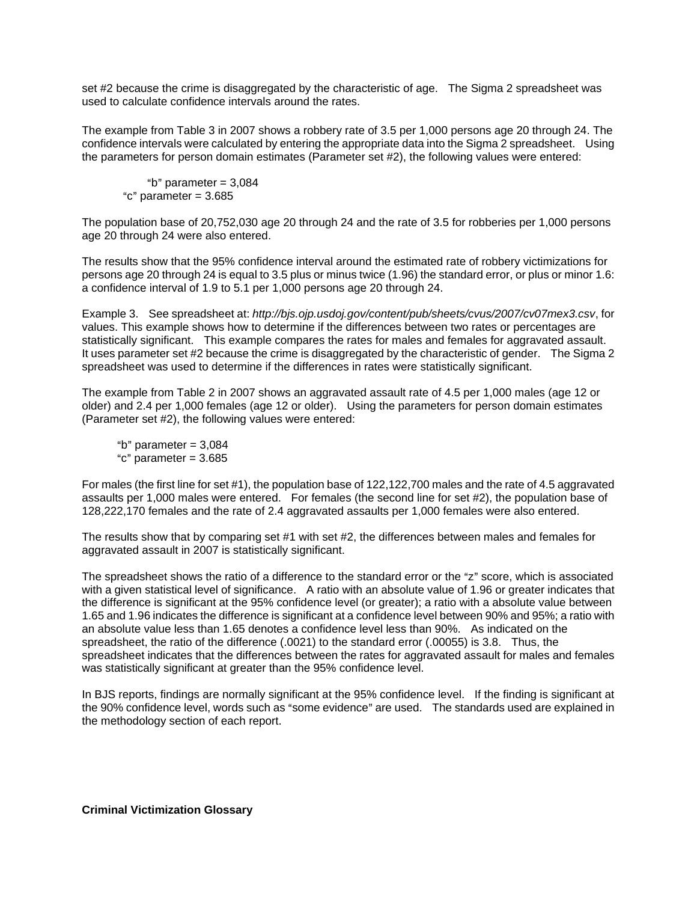set #2 because the crime is disaggregated by the characteristic of age. The Sigma 2 spreadsheet was used to calculate confidence intervals around the rates.

The example from Table 3 in 2007 shows a robbery rate of 3.5 per 1,000 persons age 20 through 24. The confidence intervals were calculated by entering the appropriate data into the Sigma 2 spreadsheet. Using the parameters for person domain estimates (Parameter set #2), the following values were entered:

"b" parameter = 3,084
"c" parameter = 3.685

The population base of 20,752,030 age 20 through 24 and the rate of 3.5 for robberies per 1,000 persons age 20 through 24 were also entered.

The results show that the 95% confidence interval around the estimated rate of robbery victimizations for persons age 20 through 24 is equal to 3.5 plus or minus twice (1.96) the standard error, or plus or minor 1.6: a confidence interval of 1.9 to 5.1 per 1,000 persons age 20 through 24.

Example 3. See spreadsheet at: *http://bjs.ojp.usdoj.gov/content/pub/sheets/cvus/2007/cv07mex3.csv*, for values. This example shows how to determine if the differences between two rates or percentages are statistically significant. This example compares the rates for males and females for aggravated assault. It uses parameter set #2 because the crime is disaggregated by the characteristic of gender. The Sigma 2 spreadsheet was used to determine if the differences in rates were statistically significant.

The example from Table 2 in 2007 shows an aggravated assault rate of 4.5 per 1,000 males (age 12 or older) and 2.4 per 1,000 females (age 12 or older). Using the parameters for person domain estimates (Parameter set #2), the following values were entered:

"b" parameter = 3,084
"c" parameter = 3.685

For males (the first line for set #1), the population base of 122,122,700 males and the rate of 4.5 aggravated assaults per 1,000 males were entered. For females (the second line for set #2), the population base of 128,222,170 females and the rate of 2.4 aggravated assaults per 1,000 females were also entered.

The results show that by comparing set #1 with set #2, the differences between males and females for aggravated assault in 2007 is statistically significant.

The spreadsheet shows the ratio of a difference to the standard error or the "z" score, which is associated with a given statistical level of significance. A ratio with an absolute value of 1.96 or greater indicates that the difference is significant at the 95% confidence level (or greater); a ratio with a absolute value between 1.65 and 1.96 indicates the difference is significant at a confidence level between 90% and 95%; a ratio with an absolute value less than 1.65 denotes a confidence level less than 90%. As indicated on the spreadsheet, the ratio of the difference (.0021) to the standard error (.00055) is 3.8. Thus, the spreadsheet indicates that the differences between the rates for aggravated assault for males and females was statistically significant at greater than the 95% confidence level.

In BJS reports, findings are normally significant at the 95% confidence level. If the finding is significant at the 90% confidence level, words such as "some evidence" are used. The standards used are explained in the methodology section of each report.

**Criminal Victimization Glossary**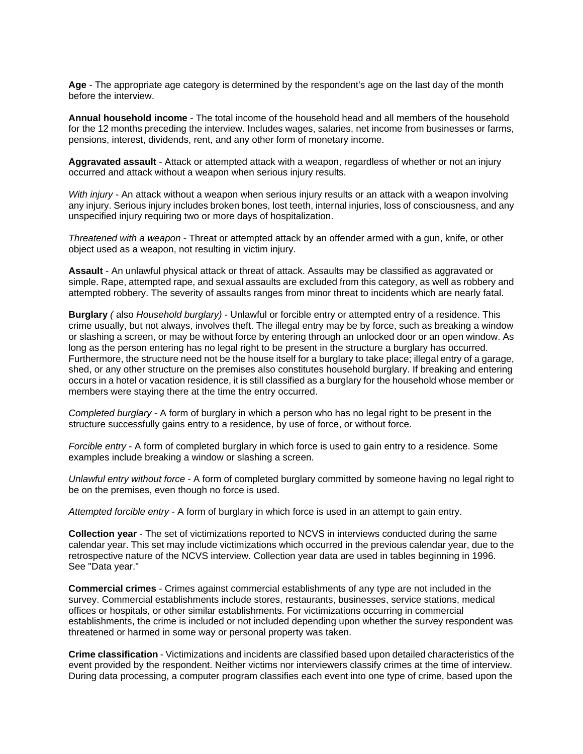**Age** - The appropriate age category is determined by the respondent's age on the last day of the month before the interview.

**Annual household income** - The total income of the household head and all members of the household for the 12 months preceding the interview. Includes wages, salaries, net income from businesses or farms, pensions, interest, dividends, rent, and any other form of monetary income.

**Aggravated assault** - Attack or attempted attack with a weapon, regardless of whether or not an injury occurred and attack without a weapon when serious injury results.

*With injury* - An attack without a weapon when serious injury results or an attack with a weapon involving any injury. Serious injury includes broken bones, lost teeth, internal injuries, loss of consciousness, and any unspecified injury requiring two or more days of hospitalization.

*Threatened with a weapon* - Threat or attempted attack by an offender armed with a gun, knife, or other object used as a weapon, not resulting in victim injury.

**Assault** - An unlawful physical attack or threat of attack. Assaults may be classified as aggravated or simple. Rape, attempted rape, and sexual assaults are excluded from this category, as well as robbery and attempted robbery. The severity of assaults ranges from minor threat to incidents which are nearly fatal.

**Burglary** *(* also *Household burglary)* - Unlawful or forcible entry or attempted entry of a residence. This crime usually, but not always, involves theft. The illegal entry may be by force, such as breaking a window or slashing a screen, or may be without force by entering through an unlocked door or an open window. As long as the person entering has no legal right to be present in the structure a burglary has occurred. Furthermore, the structure need not be the house itself for a burglary to take place; illegal entry of a garage, shed, or any other structure on the premises also constitutes household burglary. If breaking and entering occurs in a hotel or vacation residence, it is still classified as a burglary for the household whose member or members were staying there at the time the entry occurred.

*Completed burglary* - A form of burglary in which a person who has no legal right to be present in the structure successfully gains entry to a residence, by use of force, or without force.

*Forcible entry* - A form of completed burglary in which force is used to gain entry to a residence. Some examples include breaking a window or slashing a screen.

*Unlawful entry without force* - A form of completed burglary committed by someone having no legal right to be on the premises, even though no force is used.

*Attempted forcible entry* - A form of burglary in which force is used in an attempt to gain entry.

**Collection year** - The set of victimizations reported to NCVS in interviews conducted during the same calendar year. This set may include victimizations which occurred in the previous calendar year, due to the retrospective nature of the NCVS interview. Collection year data are used in tables beginning in 1996. See "Data year."

**Commercial crimes** - Crimes against commercial establishments of any type are not included in the survey. Commercial establishments include stores, restaurants, businesses, service stations, medical offices or hospitals, or other similar establishments. For victimizations occurring in commercial establishments, the crime is included or not included depending upon whether the survey respondent was threatened or harmed in some way or personal property was taken.

**Crime classification** - Victimizations and incidents are classified based upon detailed characteristics of the event provided by the respondent. Neither victims nor interviewers classify crimes at the time of interview. During data processing, a computer program classifies each event into one type of crime, based upon the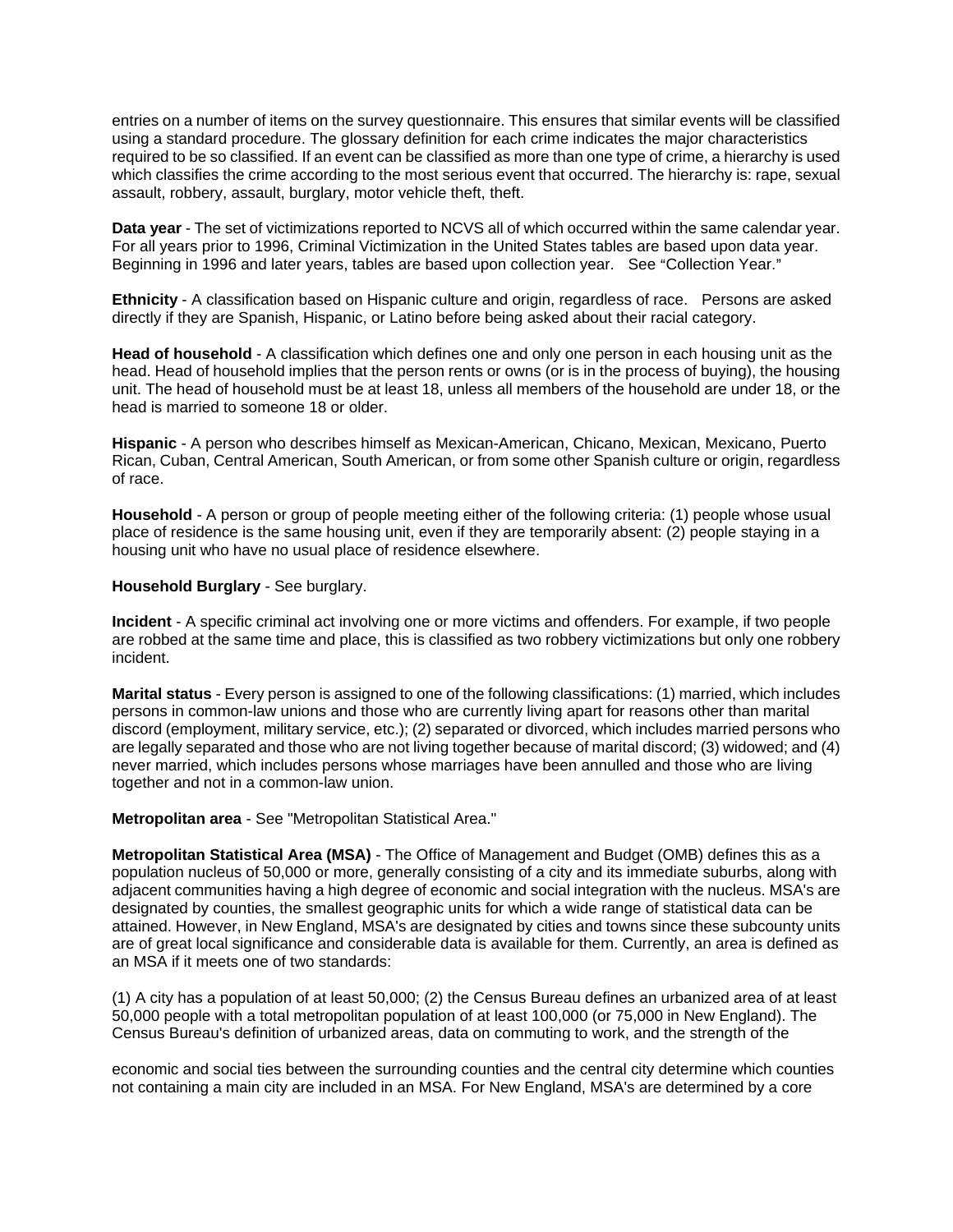entries on a number of items on the survey questionnaire. This ensures that similar events will be classified using a standard procedure. The glossary definition for each crime indicates the major characteristics required to be so classified. If an event can be classified as more than one type of crime, a hierarchy is used which classifies the crime according to the most serious event that occurred. The hierarchy is: rape, sexual assault, robbery, assault, burglary, motor vehicle theft, theft.

**Data year** - The set of victimizations reported to NCVS all of which occurred within the same calendar year. For all years prior to 1996, Criminal Victimization in the United States tables are based upon data year. Beginning in 1996 and later years, tables are based upon collection year. See "Collection Year."

**Ethnicity** - A classification based on Hispanic culture and origin, regardless of race. Persons are asked directly if they are Spanish, Hispanic, or Latino before being asked about their racial category.

**Head of household** - A classification which defines one and only one person in each housing unit as the head. Head of household implies that the person rents or owns (or is in the process of buying), the housing unit. The head of household must be at least 18, unless all members of the household are under 18, or the head is married to someone 18 or older.

**Hispanic** - A person who describes himself as Mexican-American, Chicano, Mexican, Mexicano, Puerto Rican, Cuban, Central American, South American, or from some other Spanish culture or origin, regardless of race.

**Household** - A person or group of people meeting either of the following criteria: (1) people whose usual place of residence is the same housing unit, even if they are temporarily absent: (2) people staying in a housing unit who have no usual place of residence elsewhere.

**Household Burglary** - See burglary.

**Incident** - A specific criminal act involving one or more victims and offenders. For example, if two people are robbed at the same time and place, this is classified as two robbery victimizations but only one robbery incident.

**Marital status** - Every person is assigned to one of the following classifications: (1) married, which includes persons in common-law unions and those who are currently living apart for reasons other than marital discord (employment, military service, etc.); (2) separated or divorced, which includes married persons who are legally separated and those who are not living together because of marital discord; (3) widowed; and (4) never married, which includes persons whose marriages have been annulled and those who are living together and not in a common-law union.

**Metropolitan area** - See "Metropolitan Statistical Area."

**Metropolitan Statistical Area (MSA)** - The Office of Management and Budget (OMB) defines this as a population nucleus of 50,000 or more, generally consisting of a city and its immediate suburbs, along with adjacent communities having a high degree of economic and social integration with the nucleus. MSA's are designated by counties, the smallest geographic units for which a wide range of statistical data can be attained. However, in New England, MSA's are designated by cities and towns since these subcounty units are of great local significance and considerable data is available for them. Currently, an area is defined as an MSA if it meets one of two standards:

(1) A city has a population of at least 50,000; (2) the Census Bureau defines an urbanized area of at least 50,000 people with a total metropolitan population of at least 100,000 (or 75,000 in New England). The Census Bureau's definition of urbanized areas, data on commuting to work, and the strength of the economic and social ties between the surrounding counties and the central city determine which counties not containing a main city are included in an MSA. For New England, MSA's are determined by a core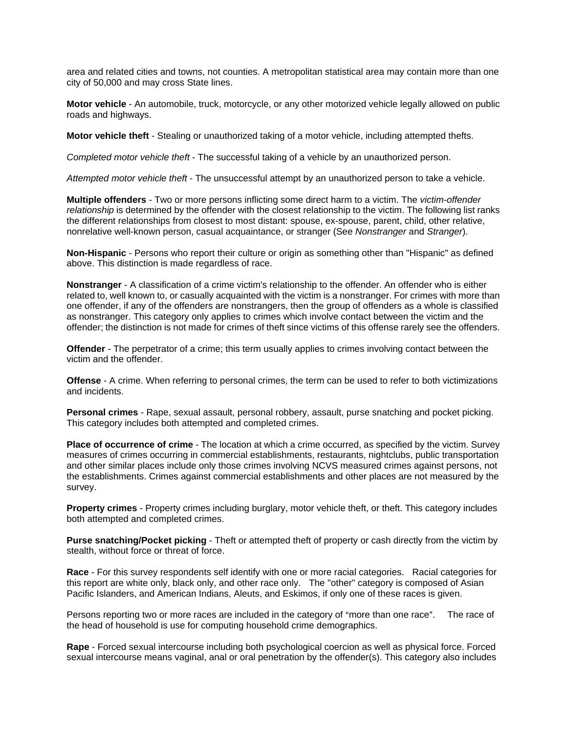area and related cities and towns, not counties. A metropolitan statistical area may contain more than one city of 50,000 and may cross State lines.

**Motor vehicle** - An automobile, truck, motorcycle, or any other motorized vehicle legally allowed on public roads and highways.

**Motor vehicle theft** - Stealing or unauthorized taking of a motor vehicle, including attempted thefts.

*Completed motor vehicle theft* - The successful taking of a vehicle by an unauthorized person.

*Attempted motor vehicle theft* - The unsuccessful attempt by an unauthorized person to take a vehicle.

**Multiple offenders** - Two or more persons inflicting some direct harm to a victim. The *victim-offender relationship* is determined by the offender with the closest relationship to the victim. The following list ranks the different relationships from closest to most distant: spouse, ex-spouse, parent, child, other relative, nonrelative well-known person, casual acquaintance, or stranger (See *Nonstranger* and *Stranger*).

**Non-Hispanic** - Persons who report their culture or origin as something other than "Hispanic" as defined above. This distinction is made regardless of race.

**Nonstranger** - A classification of a crime victim's relationship to the offender. An offender who is either related to, well known to, or casually acquainted with the victim is a nonstranger. For crimes with more than one offender, if any of the offenders are nonstrangers, then the group of offenders as a whole is classified as nonstranger. This category only applies to crimes which involve contact between the victim and the offender; the distinction is not made for crimes of theft since victims of this offense rarely see the offenders.

**Offender** - The perpetrator of a crime; this term usually applies to crimes involving contact between the victim and the offender.

**Offense** - A crime. When referring to personal crimes, the term can be used to refer to both victimizations and incidents.

**Personal crimes** - Rape, sexual assault, personal robbery, assault, purse snatching and pocket picking. This category includes both attempted and completed crimes.

**Place of occurrence of crime** - The location at which a crime occurred, as specified by the victim. Survey measures of crimes occurring in commercial establishments, restaurants, nightclubs, public transportation and other similar places include only those crimes involving NCVS measured crimes against persons, not the establishments. Crimes against commercial establishments and other places are not measured by the survey.

**Property crimes** - Property crimes including burglary, motor vehicle theft, or theft. This category includes both attempted and completed crimes.

**Purse snatching/Pocket picking** - Theft or attempted theft of property or cash directly from the victim by stealth, without force or threat of force.

**Race** - For this survey respondents self identify with one or more racial categories. Racial categories for this report are white only, black only, and other race only. The "other" category is composed of Asian Pacific Islanders, and American Indians, Aleuts, and Eskimos, if only one of these races is given.

Persons reporting two or more races are included in the category of “more than one race”. The race of the head of household is use for computing household crime demographics.

**Rape** - Forced sexual intercourse including both psychological coercion as well as physical force. Forced sexual intercourse means vaginal, anal or oral penetration by the offender(s). This category also includes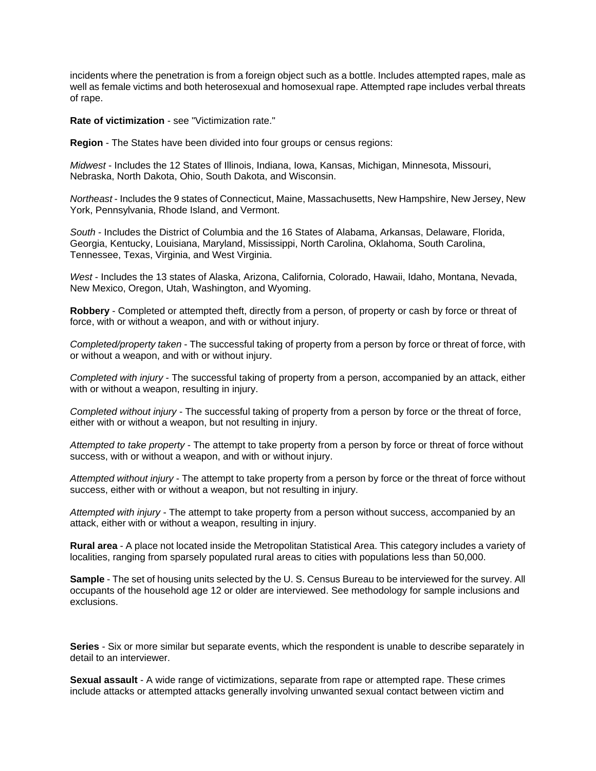incidents where the penetration is from a foreign object such as a bottle. Includes attempted rapes, male as well as female victims and both heterosexual and homosexual rape. Attempted rape includes verbal threats of rape.

**Rate of victimization** - see "Victimization rate."

**Region** - The States have been divided into four groups or census regions:

*Midwest* - Includes the 12 States of Illinois, Indiana, Iowa, Kansas, Michigan, Minnesota, Missouri, Nebraska, North Dakota, Ohio, South Dakota, and Wisconsin.

*Northeast* - Includes the 9 states of Connecticut, Maine, Massachusetts, New Hampshire, New Jersey, New York, Pennsylvania, Rhode Island, and Vermont.

*South* - Includes the District of Columbia and the 16 States of Alabama, Arkansas, Delaware, Florida, Georgia, Kentucky, Louisiana, Maryland, Mississippi, North Carolina, Oklahoma, South Carolina, Tennessee, Texas, Virginia, and West Virginia.

*West* - Includes the 13 states of Alaska, Arizona, California, Colorado, Hawaii, Idaho, Montana, Nevada, New Mexico, Oregon, Utah, Washington, and Wyoming.

**Robbery** - Completed or attempted theft, directly from a person, of property or cash by force or threat of force, with or without a weapon, and with or without injury.

*Completed/property taken* - The successful taking of property from a person by force or threat of force, with or without a weapon, and with or without injury.

*Completed with injury* - The successful taking of property from a person, accompanied by an attack, either with or without a weapon, resulting in injury.

*Completed without injury* - The successful taking of property from a person by force or the threat of force, either with or without a weapon, but not resulting in injury.

*Attempted to take property* - The attempt to take property from a person by force or threat of force without success, with or without a weapon, and with or without injury.

*Attempted without injury* - The attempt to take property from a person by force or the threat of force without success, either with or without a weapon, but not resulting in injury.

*Attempted with injury* - The attempt to take property from a person without success, accompanied by an attack, either with or without a weapon, resulting in injury.

**Rural area** - A place not located inside the Metropolitan Statistical Area. This category includes a variety of localities, ranging from sparsely populated rural areas to cities with populations less than 50,000.

**Sample** - The set of housing units selected by the U. S. Census Bureau to be interviewed for the survey. All occupants of the household age 12 or older are interviewed. See methodology for sample inclusions and exclusions.

**Series** - Six or more similar but separate events, which the respondent is unable to describe separately in detail to an interviewer.

**Sexual assault** - A wide range of victimizations, separate from rape or attempted rape. These crimes include attacks or attempted attacks generally involving unwanted sexual contact between victim and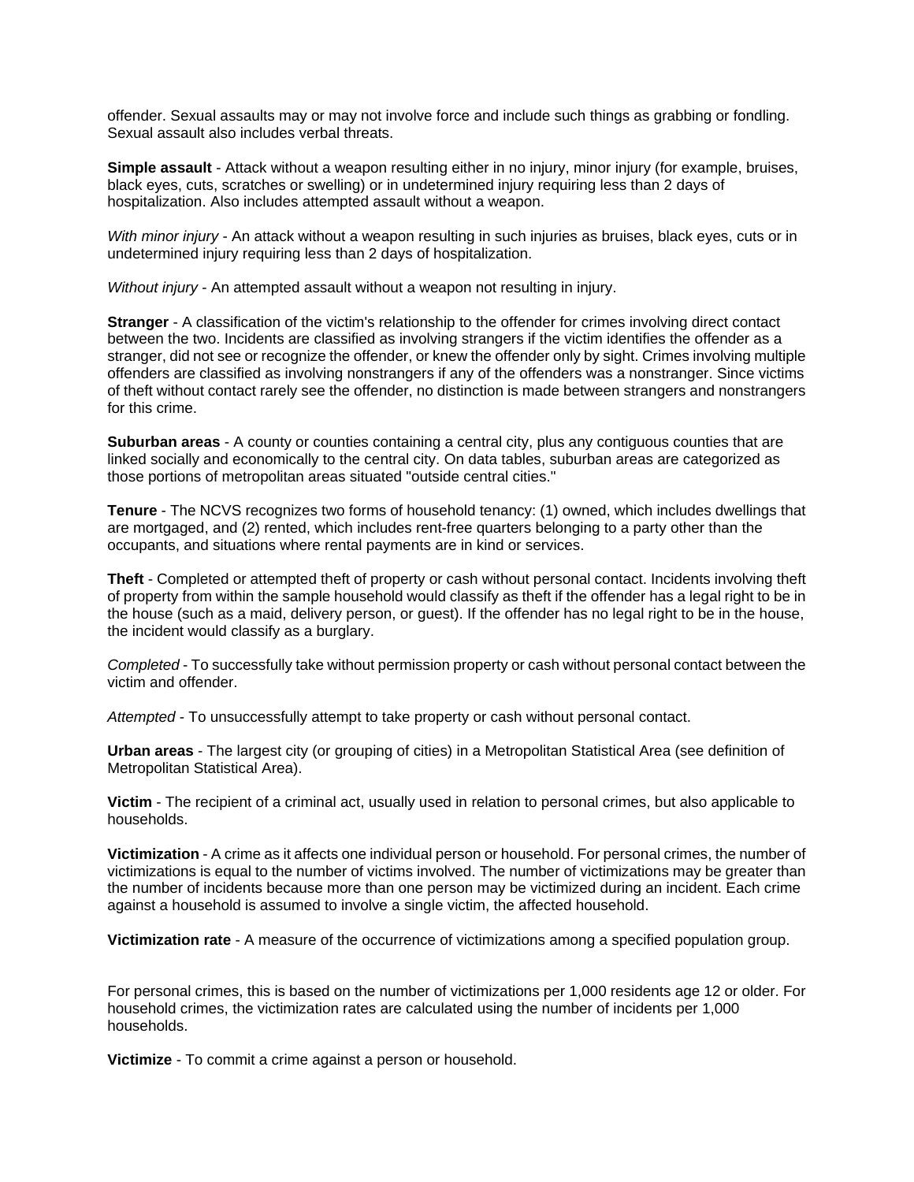offender. Sexual assaults may or may not involve force and include such things as grabbing or fondling. Sexual assault also includes verbal threats.

**Simple assault** - Attack without a weapon resulting either in no injury, minor injury (for example, bruises, black eyes, cuts, scratches or swelling) or in undetermined injury requiring less than 2 days of hospitalization. Also includes attempted assault without a weapon.

*With minor injury* - An attack without a weapon resulting in such injuries as bruises, black eyes, cuts or in undetermined injury requiring less than 2 days of hospitalization.

*Without injury* - An attempted assault without a weapon not resulting in injury.

**Stranger** - A classification of the victim's relationship to the offender for crimes involving direct contact between the two. Incidents are classified as involving strangers if the victim identifies the offender as a stranger, did not see or recognize the offender, or knew the offender only by sight. Crimes involving multiple offenders are classified as involving nonstrangers if any of the offenders was a nonstranger. Since victims of theft without contact rarely see the offender, no distinction is made between strangers and nonstrangers for this crime.

**Suburban areas** - A county or counties containing a central city, plus any contiguous counties that are linked socially and economically to the central city. On data tables, suburban areas are categorized as those portions of metropolitan areas situated "outside central cities."

**Tenure** - The NCVS recognizes two forms of household tenancy: (1) owned, which includes dwellings that are mortgaged, and (2) rented, which includes rent-free quarters belonging to a party other than the occupants, and situations where rental payments are in kind or services.

**Theft** - Completed or attempted theft of property or cash without personal contact. Incidents involving theft of property from within the sample household would classify as theft if the offender has a legal right to be in the house (such as a maid, delivery person, or guest). If the offender has no legal right to be in the house, the incident would classify as a burglary.

*Completed* - To successfully take without permission property or cash without personal contact between the victim and offender.

*Attempted* - To unsuccessfully attempt to take property or cash without personal contact.

**Urban areas** - The largest city (or grouping of cities) in a Metropolitan Statistical Area (see definition of Metropolitan Statistical Area).

**Victim** - The recipient of a criminal act, usually used in relation to personal crimes, but also applicable to households.

**Victimization** - A crime as it affects one individual person or household. For personal crimes, the number of victimizations is equal to the number of victims involved. The number of victimizations may be greater than the number of incidents because more than one person may be victimized during an incident. Each crime against a household is assumed to involve a single victim, the affected household.

**Victimization rate** - A measure of the occurrence of victimizations among a specified population group.

For personal crimes, this is based on the number of victimizations per 1,000 residents age 12 or older. For household crimes, the victimization rates are calculated using the number of incidents per 1,000 households.

**Victimize** - To commit a crime against a person or household.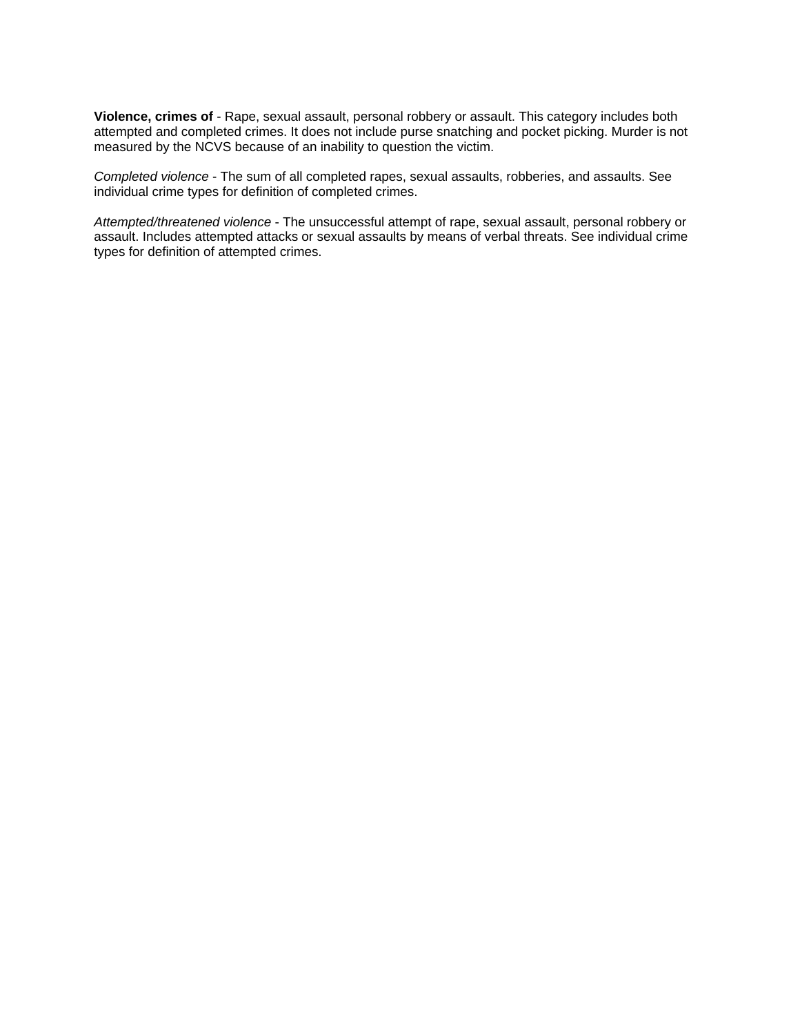**Violence, crimes of** - Rape, sexual assault, personal robbery or assault. This category includes both attempted and completed crimes. It does not include purse snatching and pocket picking. Murder is not measured by the NCVS because of an inability to question the victim.

*Completed violence* - The sum of all completed rapes, sexual assaults, robberies, and assaults. See individual crime types for definition of completed crimes.

*Attempted/threatened violence* - The unsuccessful attempt of rape, sexual assault, personal robbery or assault. Includes attempted attacks or sexual assaults by means of verbal threats. See individual crime types for definition of attempted crimes.